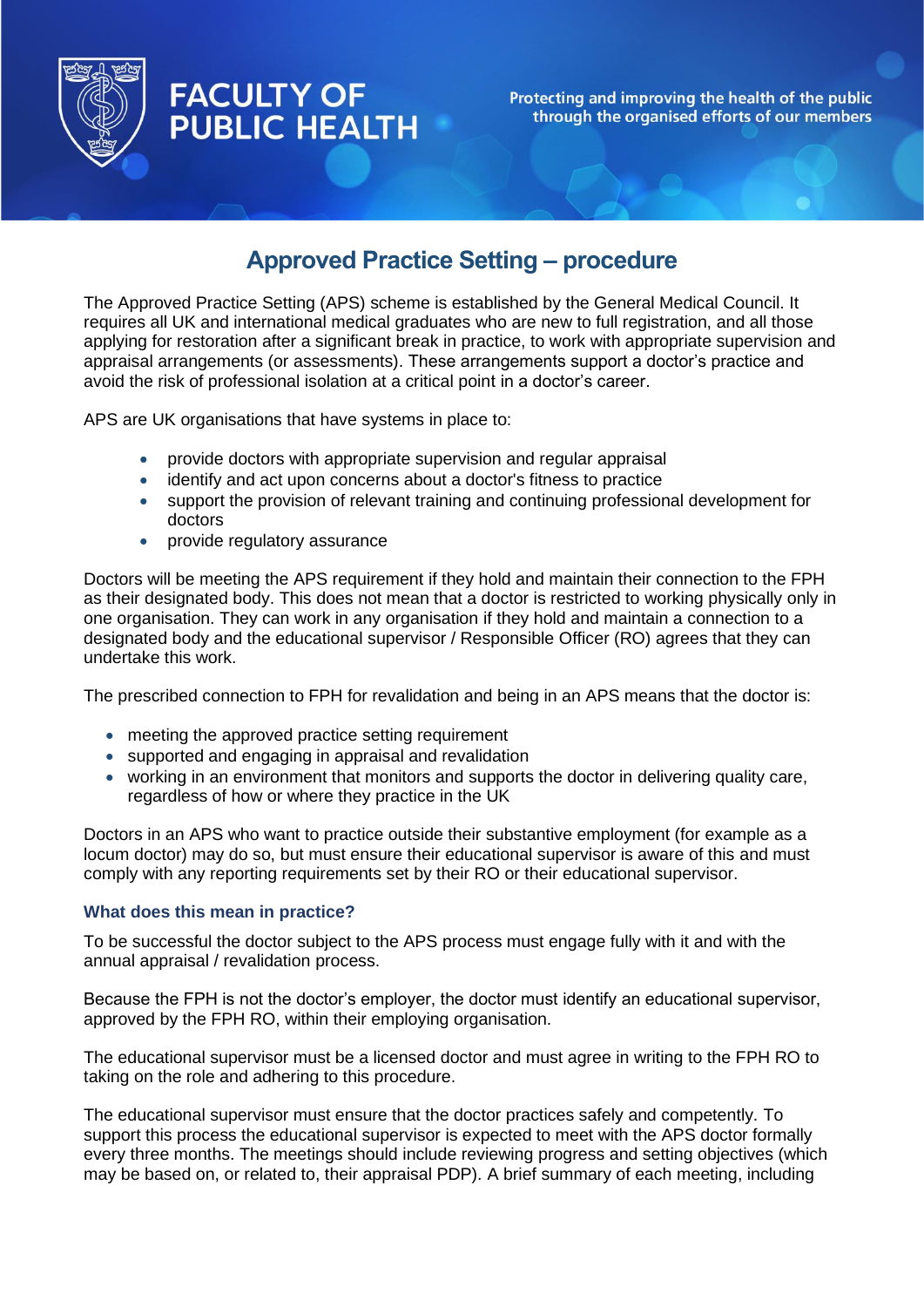FACULTY OF PUBLIC HEALTH

Protecting and improving the health of the public through the organised efforts of our members

# Approved Practice Setting – procedure

The Approved Practice Setting (APS) scheme is established by the General Medical Council. It requires all UK and international medical graduates who are new to full registration, and all those applying for restoration after a significant break in practice, to work with appropriate supervision and appraisal arrangements (or assessments). These arrangements support a doctor's practice and avoid the risk of professional isolation at a critical point in a doctor's career.

APS are UK organisations that have systems in place to:

- provide doctors with appropriate supervision and regular appraisal
- identify and act upon concerns about a doctor's fitness to practice
- support the provision of relevant training and continuing professional development for doctors
- provide regulatory assurance

Doctors will be meeting the APS requirement if they hold and maintain their connection to the FPH as their designated body. This does not mean that a doctor is restricted to working physically only in one organisation. They can work in any organisation if they hold and maintain a connection to a designated body and the educational supervisor / Responsible Officer (RO) agrees that they can undertake this work.

The prescribed connection to FPH for revalidation and being in an APS means that the doctor is:

- meeting the approved practice setting requirement
- supported and engaging in appraisal and revalidation
- working in an environment that monitors and supports the doctor in delivering quality care, regardless of how or where they practice in the UK

Doctors in an APS who want to practice outside their substantive employment (for example as a locum doctor) may do so, but must ensure their educational supervisor is aware of this and must comply with any reporting requirements set by their RO or their educational supervisor.

### What does this mean in practice?

To be successful the doctor subject to the APS process must engage fully with it and with the annual appraisal / revalidation process.

Because the FPH is not the doctor's employer, the doctor must identify an educational supervisor, approved by the FPH RO, within their employing organisation.

The educational supervisor must be a licensed doctor and must agree in writing to the FPH RO to taking on the role and adhering to this procedure.

The educational supervisor must ensure that the doctor practices safely and competently. To support this process the educational supervisor is expected to meet with the APS doctor formally every three months. The meetings should include reviewing progress and setting objectives (which may be based on, or related to, their appraisal PDP). A brief summary of each meeting, including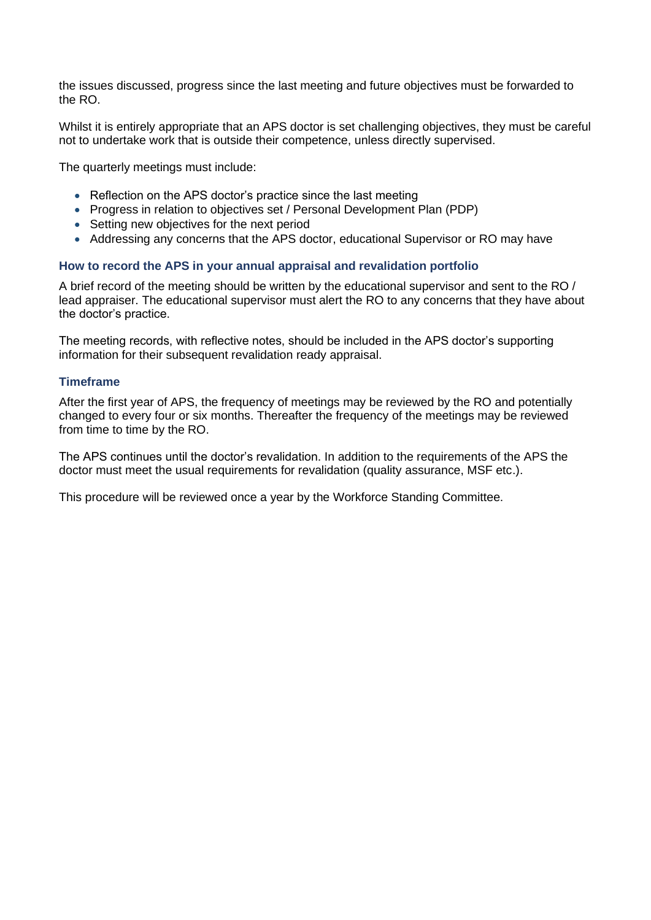the issues discussed, progress since the last meeting and future objectives must be forwarded to the RO.

Whilst it is entirely appropriate that an APS doctor is set challenging objectives, they must be careful not to undertake work that is outside their competence, unless directly supervised.

The quarterly meetings must include:

- Reflection on the APS doctor's practice since the last meeting
- Progress in relation to objectives set / Personal Development Plan (PDP)
- Setting new objectives for the next period
- Addressing any concerns that the APS doctor, educational Supervisor or RO may have

### How to record the APS in your annual appraisal and revalidation portfolio

A brief record of the meeting should be written by the educational supervisor and sent to the RO / lead appraiser. The educational supervisor must alert the RO to any concerns that they have about the doctor's practice.

The meeting records, with reflective notes, should be included in the APS doctor's supporting information for their subsequent revalidation ready appraisal.

### Timeframe

After the first year of APS, the frequency of meetings may be reviewed by the RO and potentially changed to every four or six months. Thereafter the frequency of the meetings may be reviewed from time to time by the RO.

The APS continues until the doctor's revalidation. In addition to the requirements of the APS the doctor must meet the usual requirements for revalidation (quality assurance, MSF etc.).

This procedure will be reviewed once a year by the Workforce Standing Committee.